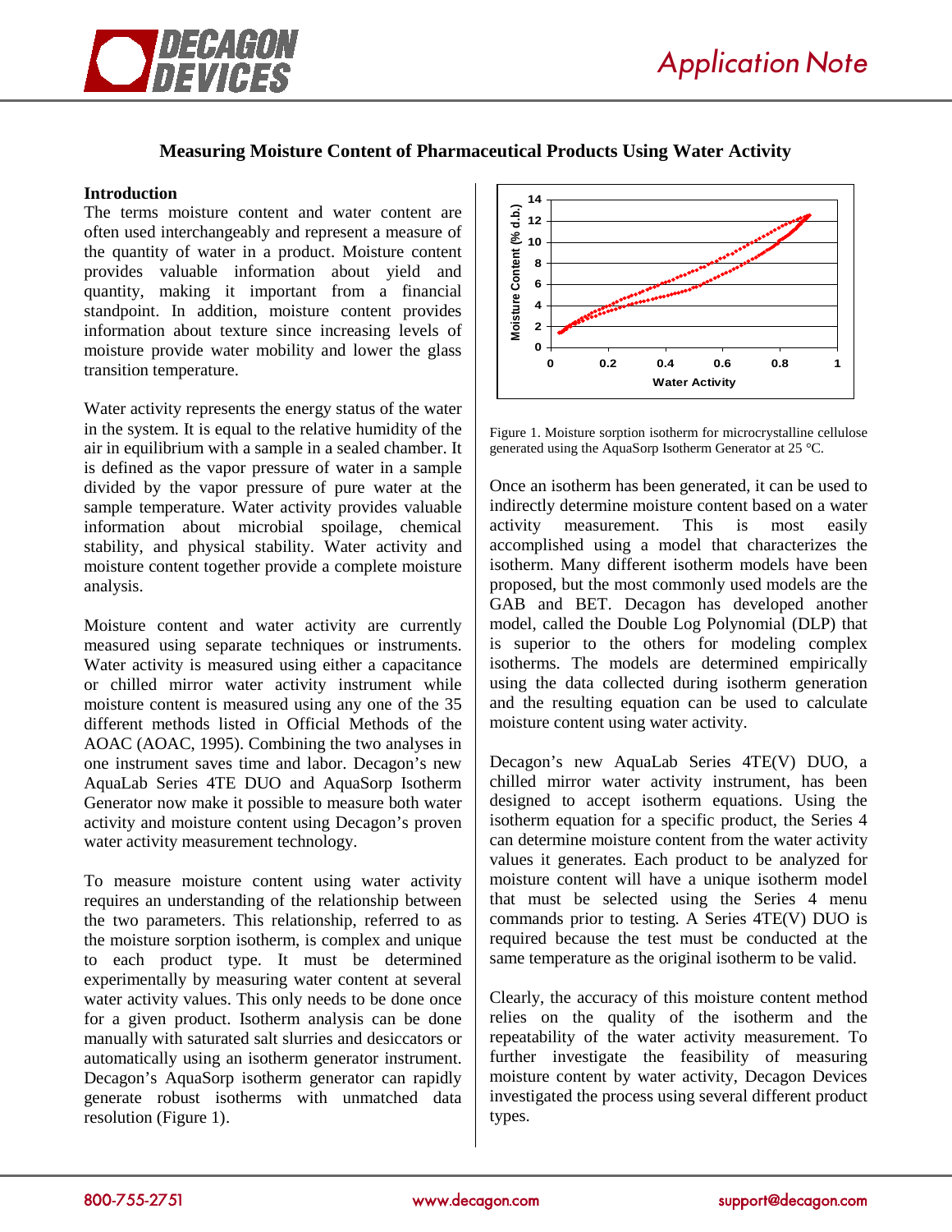# Measuring Moisture Content of Pharmaceutical Products Using Water Activity

## Introduction

The terms moisture content and water content are often used interchangeably and represent a measure of the quantity of water in a product. Moisture content provides valuable information about yield and quantity, making it important from a financial standpoint. In addition, moisture content provides information about texture since increasing levels of moisture provide water mobility and lower the glass transition temperature.

Water activity represents the energy status of the water in the system. It is equal to the relative humidity of the air in equilibrium with a sample in a sealed chamber. It is defined as the vapor pressure of water in a sample divided by the vapor pressure of pure water at the sample temperature. Water activity provides valuable information about microbial spoilage, chemical stability, and physical stability. Water activity and moisture content together provide a complete moisture analysis.

Moisture content and water activity are currently measured using separate techniques or instruments. Water activity is measured using either a capacitance or chilled mirror water activity instrument while moisture content is measured using any one of the 35 different methods listed in Official Methods of the AOAC (AOAC, 1995). Combining the two analyses in one instrument saves time and labor. Decagon's new AquaLab Series 4TE DUO and AquaSorp Isotherm Generator now make it possible to measure both water activity and moisture content using Decagon's proven water activity measurement technology.

To measure moisture content using water activity requires an understanding of the relationship between the two parameters. This relationship, referred to as the moisture sorption isotherm, is complex and unique to each product type. It must be determined experimentally by measuring water content at several water activity values. This only needs to be done once for a given product. Isotherm analysis can be done manually with saturated salt slurries and desiccators or automatically using an isotherm generator instrument. Decagon's AquaSorp isotherm generator can rapidly generate robust isotherms with unmatched data resolution (Figure 1).

Figure 1. Moisture sorption isotherm for microcrystalline cellulose generated using the AquaSorp Isotherm Generator at 25 °C.

Once an isotherm has been generated, it can be used to indirectly determine moisture content based on a water activity measurement. This is most easily accomplished using a model that characterizes the isotherm. Many different isotherm models have been proposed, but the most commonly used models are the GAB and BET. Decagon has developed another model, called the Double Log Polynomial (DLP) that is superior to the others for modeling complex isotherms. The models are determined empirically using the data collected during isotherm generation and the resulting equation can be used to calculate moisture content using water activity.

Decagon's new AquaLab Series 4TE(V) DUO, a chilled mirror water activity instrument, has been designed to accept isotherm equations. Using the isotherm equation for a specific product, the Series 4 can determine moisture content from the water activity values it generates. Each product to be analyzed for moisture content will have a unique isotherm model that must be selected using the Series 4 menu commands prior to testing. A Series 4TE(V) DUO is required because the test must be conducted at the same temperature as the original isotherm to be valid.

Clearly, the accuracy of this moisture content method relies on the quality of the isotherm and the repeatability of the water activity measurement. To further investigate the feasibility of measuring moisture content by water activity, Decagon Devices investigated the process using several different product types.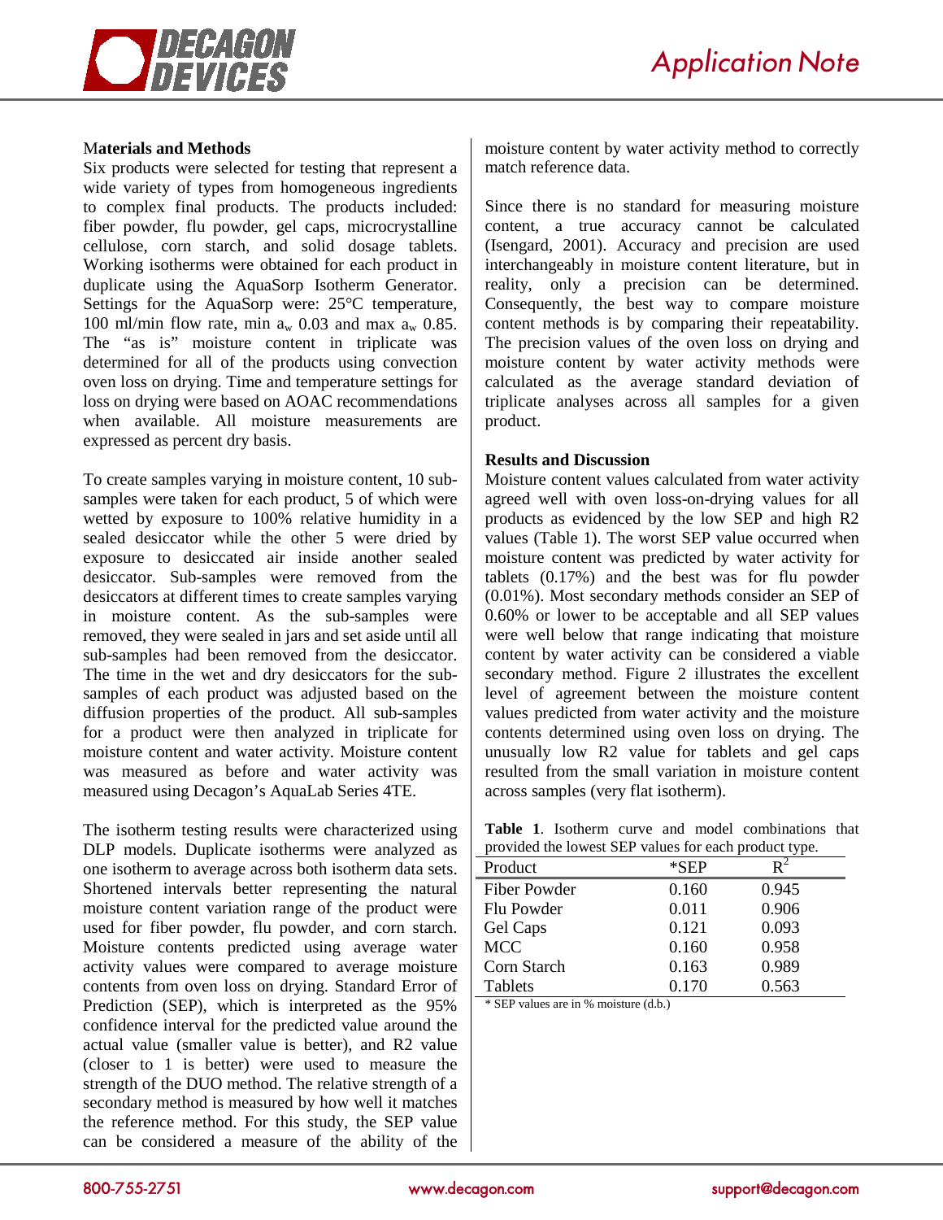**Materials and Methods**

Six products were selected for testing that represent a wide variety of types from homogeneous ingredients to complex final products. The products included: fiber powder, flu powder, gel caps, microcrystalline cellulose, corn starch, and solid dosage tablets. Working isotherms were obtained for each product in duplicate using the AquaSorp Isotherm Generator. Settings for the AquaSorp were: 25°C temperature, 100 ml/min flow rate, min $a_w$ 0.03 and max $a_w$ 0.85. The "as is" moisture content in triplicate was determined for all of the products using convection oven loss on drying. Time and temperature settings for loss on drying were based on AOAC recommendations when available. All moisture measurements are expressed as percent dry basis.

To create samples varying in moisture content, 10 sub-samples were taken for each product, 5 of which were wetted by exposure to 100% relative humidity in a sealed desiccator while the other 5 were dried by exposure to desiccated air inside another sealed desiccator. Sub-samples were removed from the desiccators at different times to create samples varying in moisture content. As the sub-samples were removed, they were sealed in jars and set aside until all sub-samples had been removed from the desiccator. The time in the wet and dry desiccators for the sub-samples of each product was adjusted based on the diffusion properties of the product. All sub-samples for a product were then analyzed in triplicate for moisture content and water activity. Moisture content was measured as before and water activity was measured using Decagon's AquaLab Series 4TE.

The isotherm testing results were characterized using DLP models. Duplicate isotherms were analyzed as one isotherm to average across both isotherm data sets. Shortened intervals better representing the natural moisture content variation range of the product were used for fiber powder, flu powder, and corn starch. Moisture contents predicted using average water activity values were compared to average moisture contents from oven loss on drying. Standard Error of Prediction (SEP), which is interpreted as the 95% confidence interval for the predicted value around the actual value (smaller value is better), and R2 value (closer to 1 is better) were used to measure the strength of the DUO method. The relative strength of a secondary method is measured by how well it matches the reference method. For this study, the SEP value can be considered a measure of the ability of the moisture content by water activity method to correctly match reference data.

Since there is no standard for measuring moisture content, a true accuracy cannot be calculated (Isengard, 2001). Accuracy and precision are used interchangeably in moisture content literature, but in reality, only a precision can be determined. Consequently, the best way to compare moisture content methods is by comparing their repeatability. The precision values of the oven loss on drying and moisture content by water activity methods were calculated as the average standard deviation of triplicate analyses across all samples for a given product.

**Results and Discussion**

Moisture content values calculated from water activity agreed well with oven loss-on-drying values for all products as evidenced by the low SEP and high R2 values (Table 1). The worst SEP value occurred when moisture content was predicted by water activity for tablets (0.17%) and the best was for flu powder (0.01%). Most secondary methods consider an SEP of 0.60% or lower to be acceptable and all SEP values were well below that range indicating that moisture content by water activity can be considered a viable secondary method. Figure 2 illustrates the excellent level of agreement between the moisture content values predicted from water activity and the moisture contents determined using oven loss on drying. The unusually low R2 value for tablets and gel caps resulted from the small variation in moisture content across samples (very flat isotherm).

**Table 1**. Isotherm curve and model combinations that provided the lowest SEP values for each product type.

| Product | *SEP | $R^2$ |
|---|---|---|
| Fiber Powder | 0.160 | 0.945 |
| Flu Powder | 0.011 | 0.906 |
| Gel Caps | 0.121 | 0.093 |
| MCC | 0.160 | 0.958 |
| Corn Starch | 0.163 | 0.989 |
| Tablets | 0.170 | 0.563 |

\* SEP values are in % moisture (d.b.)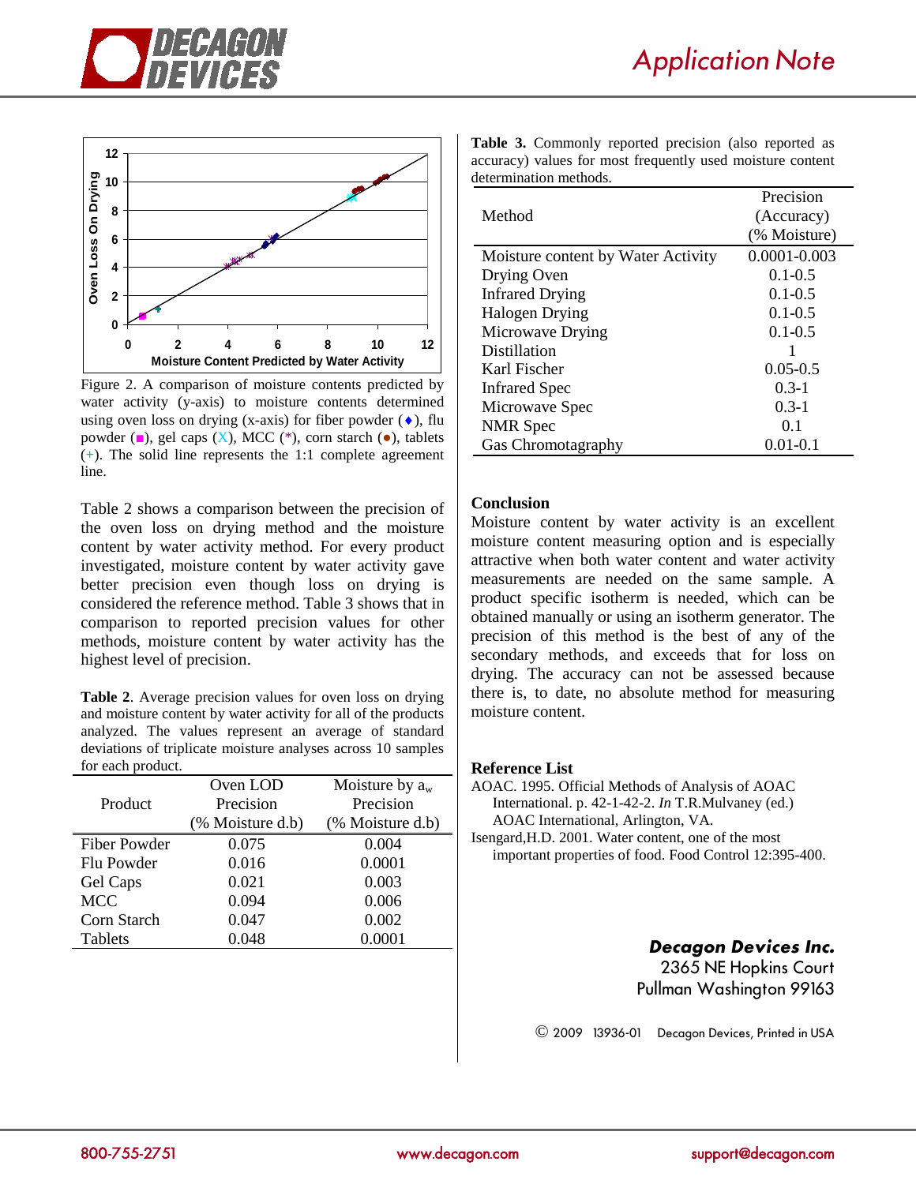12
10
8
6
4
2
0

Oven Loss On Drying

0 2 4 6 8 10 12

Moisture Content Predicted by Water Activity

Figure 2. A comparison of moisture contents predicted by water activity (y-axis) to moisture contents determined using oven loss on drying (x-axis) for fiber powder (♦), flu powder (■), gel caps (X), MCC (*), corn starch (●), tablets (+). The solid line represents the 1:1 complete agreement line.

Table 2 shows a comparison between the precision of the oven loss on drying method and the moisture content by water activity method. For every product investigated, moisture content by water activity gave better precision even though loss on drying is considered the reference method. Table 3 shows that in comparison to reported precision values for other methods, moisture content by water activity has the highest level of precision.

**Table 2**. Average precision values for oven loss on drying and moisture content by water activity for all of the products analyzed. The values represent an average of standard deviations of triplicate moisture analyses across 10 samples for each product.

| Product | Oven LOD Precision (% Moisture d.b) | Moisture by $a_w$ Precision (% Moisture d.b) |
|---|---|---|
| Fiber Powder | 0.075 | 0.004 |
| Flu Powder | 0.016 | 0.0001 |
| Gel Caps | 0.021 | 0.003 |
| MCC | 0.094 | 0.006 |
| Corn Starch | 0.047 | 0.002 |
| Tablets | 0.048 | 0.0001 |

**Table 3.** Commonly reported precision (also reported as accuracy) values for most frequently used moisture content determination methods.

| Method | Precision (Accuracy) (% Moisture) |
|---|---|
| Moisture content by Water Activity | 0.0001-0.003 |
| Drying Oven | 0.1-0.5 |
| Infrared Drying | 0.1-0.5 |
| Halogen Drying | 0.1-0.5 |
| Microwave Drying | 0.1-0.5 |
| Distillation | 1 |
| Karl Fischer | 0.05-0.5 |
| Infrared Spec | 0.3-1 |
| Microwave Spec | 0.3-1 |
| NMR Spec | 0.1 |
| Gas Chromatography | 0.01-0.1 |

## Conclusion

Moisture content by water activity is an excellent moisture content measuring option and is especially attractive when both water content and water activity measurements are needed on the same sample. A product specific isotherm is needed, which can be obtained manually or using an isotherm generator. The precision of this method is the best of any of the secondary methods, and exceeds that for loss on drying. The accuracy can not be assessed because there is, to date, no absolute method for measuring moisture content.

## Reference List

AOAC. 1995. Official Methods of Analysis of AOAC International. p. 42-1-42-2. *In* T.R.Mulvaney (ed.) AOAC International, Arlington, VA.

Isengard,H.D. 2001. Water content, one of the most important properties of food. Food Control 12:395-400.

***Decagon Devices Inc.***
2365 NE Hopkins Court
Pullman Washington 99163

© 2009 13936-01 Decagon Devices, Printed in USA